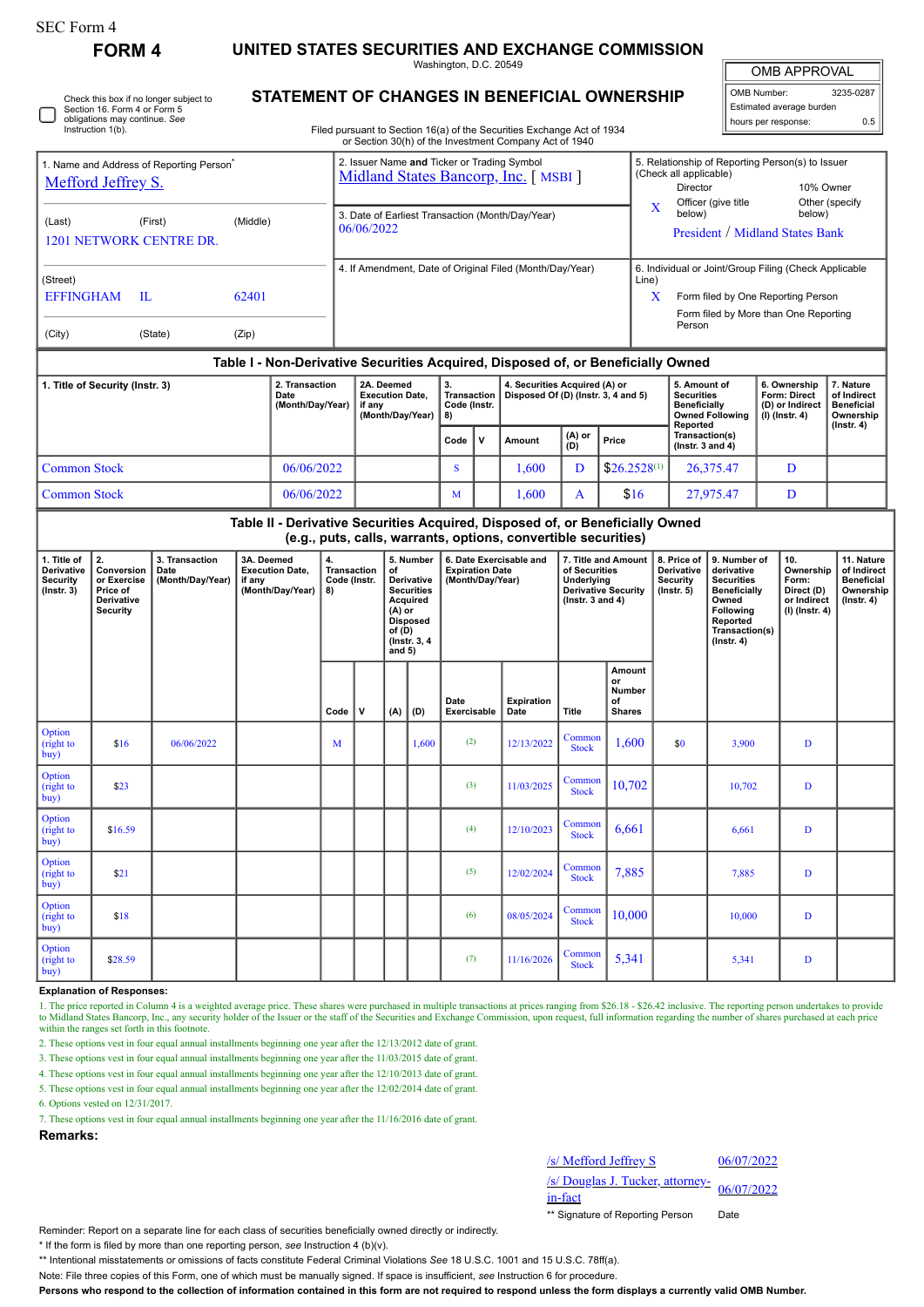SEC Form 4

# FORM 4

## UNITED STATES SECURITIES AND EXCHANGE COMMISSION

Washington, D.C. 20549

## STATEMENT OF CHANGES IN BENEFICIAL OWNERSHIP

Filed pursuant to Section 16(a) of the Securities Exchange Act of 1934 or Section 30(h) of the Investment Company Act of 1940

☐ Check this box if no longer subject to Section 16. Form 4 or Form 5 obligations may continue. *See* Instruction 1(b).

| OMB APPROVAL | |
|---|---|
| OMB Number: | 3235-0287 |
| Estimated average burden | |
| hours per response: | 0.5 |

**1. Name and Address of Reporting Person***

Mefford Jeffrey S.

(Last) (First) (Middle)

1201 NETWORK CENTRE DR.

(Street)

EFFINGHAM IL 62401

(City) (State) (Zip)

**2. Issuer Name and Ticker or Trading Symbol**

Midland States Bancorp, Inc. [ MSBI ]

**3. Date of Earliest Transaction (Month/Day/Year)**

06/06/2022

**4. If Amendment, Date of Original Filed (Month/Day/Year)**

**5. Relationship of Reporting Person(s) to Issuer (Check all applicable)**

Director | 10% Owner

X Officer (give title below) | Other (specify below)

President / Midland States Bank

**6. Individual or Joint/Group Filing (Check Applicable Line)**

X Form filed by One Reporting Person

Form filed by More than One Reporting Person

### Table I - Non-Derivative Securities Acquired, Disposed of, or Beneficially Owned

| 1. Title of Security (Instr. 3) | 2. Transaction Date (Month/Day/Year) | 2A. Deemed Execution Date, if any (Month/Day/Year) | 3. Transaction Code (Instr. 8) | | 4. Securities Acquired (A) or Disposed Of (D) (Instr. 3, 4 and 5) | | | 5. Amount of Securities Beneficially Owned Following Reported Transaction(s) (Instr. 3 and 4) | 6. Ownership Form: Direct (D) or Indirect (I) (Instr. 4) | 7. Nature of Indirect Beneficial Ownership (Instr. 4) |
|---|---|---|---|---|---|---|---|---|---|---|
| | | | Code | V | Amount | (A) or (D) | Price | | | |
| Common Stock | 06/06/2022 | | S | | 1,600 | D | $26.2528[1] | 26,375.47 | D | |
| Common Stock | 06/06/2022 | | M | | 1,600 | A | $16 | 27,975.47 | D | |

### Table II - Derivative Securities Acquired, Disposed of, or Beneficially Owned (e.g., puts, calls, warrants, options, convertible securities)

| 1. Title of Derivative Security (Instr. 3) | 2. Conversion or Exercise Price of Derivative Security | 3. Transaction Date (Month/Day/Year) | 3A. Deemed Execution Date, if any (Month/Day/Year) | 4. Transaction Code (Instr. 8) | | 5. Number of Derivative Securities Acquired (A) or Disposed of (D) (Instr. 3, 4 and 5) | | 6. Date Exercisable and Expiration Date (Month/Day/Year) | | 7. Title and Amount of Securities Underlying Derivative Security (Instr. 3 and 4) | | 8. Price of Derivative Security (Instr. 5) | 9. Number of derivative Securities Beneficially Owned Following Reported Transaction(s) (Instr. 4) | 10. Ownership Form: Direct (D) or Indirect (I) (Instr. 4) | 11. Nature of Indirect Beneficial Ownership (Instr. 4) |
|---|---|---|---|---|---|---|---|---|---|---|---|---|---|---|---|
| | | | | Code | V | (A) | (D) | Date Exercisable | Expiration Date | Title | Amount or Number of Shares | | | | |
| Option (right to buy) | $16 | 06/06/2022 | | M | | | 1,600 | (2) | 12/13/2022 | Common Stock | 1,600 | $0 | 3,900 | D | |
| Option (right to buy) | $23 | | | | | | | (3) | 11/03/2025 | Common Stock | 10,702 | | 10,702 | D | |
| Option (right to buy) | $16.59 | | | | | | | (4) | 12/10/2023 | Common Stock | 6,661 | | 6,661 | D | |
| Option (right to buy) | $21 | | | | | | | (5) | 12/02/2024 | Common Stock | 7,885 | | 7,885 | D | |
| Option (right to buy) | $18 | | | | | | | (6) | 08/05/2024 | Common Stock | 10,000 | | 10,000 | D | |
| Option (right to buy) | $28.59 | | | | | | | (7) | 11/16/2026 | Common Stock | 5,341 | | 5,341 | D | |

**Explanation of Responses:**

1. The price reported in Column 4 is a weighted average price. These shares were purchased in multiple transactions at prices ranging from $26.18 - $26.42 inclusive. The reporting person undertakes to provide to Midland States Bancorp, Inc., any security holder of the Issuer or the staff of the Securities and Exchange Commission, upon request, full information regarding the number of shares purchased at each price within the ranges set forth in this footnote.
2. These options vest in four equal annual installments beginning one year after the 12/13/2012 date of grant.
3. These options vest in four equal annual installments beginning one year after the 11/03/2015 date of grant.
4. These options vest in four equal annual installments beginning one year after the 12/10/2013 date of grant.
5. These options vest in four equal annual installments beginning one year after the 12/02/2014 date of grant.
6. Options vested on 12/31/2017.
7. These options vest in four equal annual installments beginning one year after the 11/16/2016 date of grant.

**Remarks:**

| | |
|---|---|
| /s/ Mefford Jeffrey S | 06/07/2022 |
| /s/ Douglas J. Tucker, attorney-in-fact | 06/07/2022 |
| ** Signature of Reporting Person | Date |

Reminder: Report on a separate line for each class of securities beneficially owned directly or indirectly.

\* If the form is filed by more than one reporting person, *see* Instruction 4 (b)(v).

** Intentional misstatements or omissions of facts constitute Federal Criminal Violations *See* 18 U.S.C. 1001 and 15 U.S.C. 78ff(a).

Note: File three copies of this Form, one of which must be manually signed. If space is insufficient, *see* Instruction 6 for procedure.

**Persons who respond to the collection of information contained in this form are not required to respond unless the form displays a currently valid OMB Number.**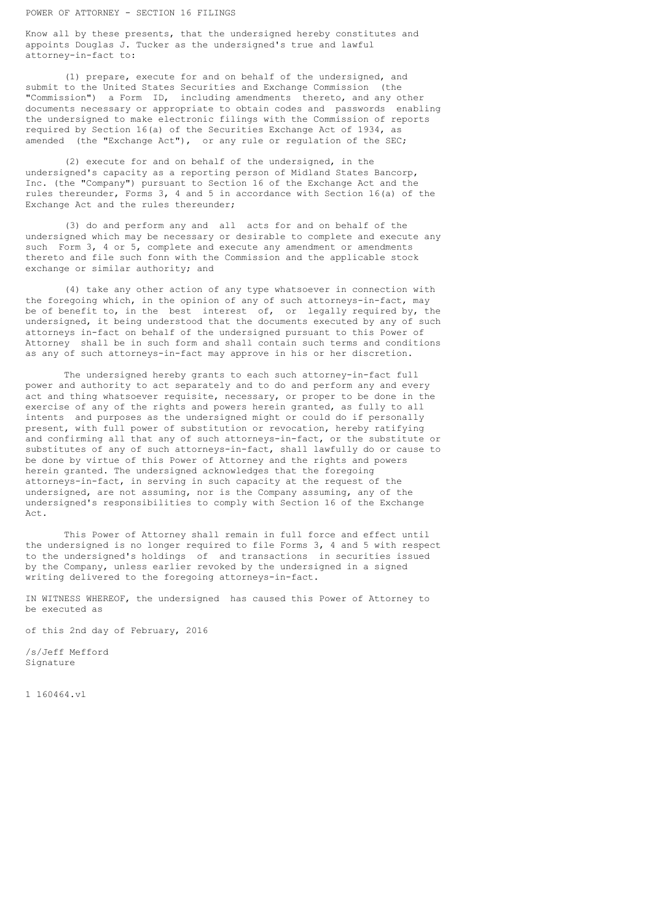POWER OF ATTORNEY - SECTION 16 FILINGS

Know all by these presents, that the undersigned hereby constitutes and appoints Douglas J. Tucker as the undersigned's true and lawful attorney-in-fact to:

(1) prepare, execute for and on behalf of the undersigned, and submit to the United States Securities and Exchange Commission (the "Commission") a Form ID, including amendments thereto, and any other documents necessary or appropriate to obtain codes and passwords enabling the undersigned to make electronic filings with the Commission of reports required by Section 16(a) of the Securities Exchange Act of 1934, as amended (the "Exchange Act"), or any rule or regulation of the SEC;

(2) execute for and on behalf of the undersigned, in the undersigned's capacity as a reporting person of Midland States Bancorp, Inc. (the "Company") pursuant to Section 16 of the Exchange Act and the rules thereunder, Forms 3, 4 and 5 in accordance with Section 16(a) of the Exchange Act and the rules thereunder;

(3) do and perform any and all acts for and on behalf of the undersigned which may be necessary or desirable to complete and execute any such Form 3, 4 or 5, complete and execute any amendment or amendments thereto and file such fonn with the Commission and the applicable stock exchange or similar authority; and

(4) take any other action of any type whatsoever in connection with the foregoing which, in the opinion of any of such attorneys-in-fact, may be of benefit to, in the best interest of, or legally required by, the undersigned, it being understood that the documents executed by any of such attorneys in-fact on behalf of the undersigned pursuant to this Power of Attorney shall be in such form and shall contain such terms and conditions as any of such attorneys-in-fact may approve in his or her discretion.

The undersigned hereby grants to each such attorney-in-fact full power and authority to act separately and to do and perform any and every act and thing whatsoever requisite, necessary, or proper to be done in the exercise of any of the rights and powers herein granted, as fully to all intents and purposes as the undersigned might or could do if personally present, with full power of substitution or revocation, hereby ratifying and confirming all that any of such attorneys-in-fact, or the substitute or substitutes of any of such attorneys-in-fact, shall lawfully do or cause to be done by virtue of this Power of Attorney and the rights and powers herein granted. The undersigned acknowledges that the foregoing attorneys-in-fact, in serving in such capacity at the request of the undersigned, are not assuming, nor is the Company assuming, any of the undersigned's responsibilities to comply with Section 16 of the Exchange Act.

This Power of Attorney shall remain in full force and effect until the undersigned is no longer required to file Forms 3, 4 and 5 with respect to the undersigned's holdings of and transactions in securities issued by the Company, unless earlier revoked by the undersigned in a signed writing delivered to the foregoing attorneys-in-fact.

IN WITNESS WHEREOF, the undersigned has caused this Power of Attorney to be executed as

of this 2nd day of February, 2016

/s/Jeff Mefford
Signature

1 160464.v1